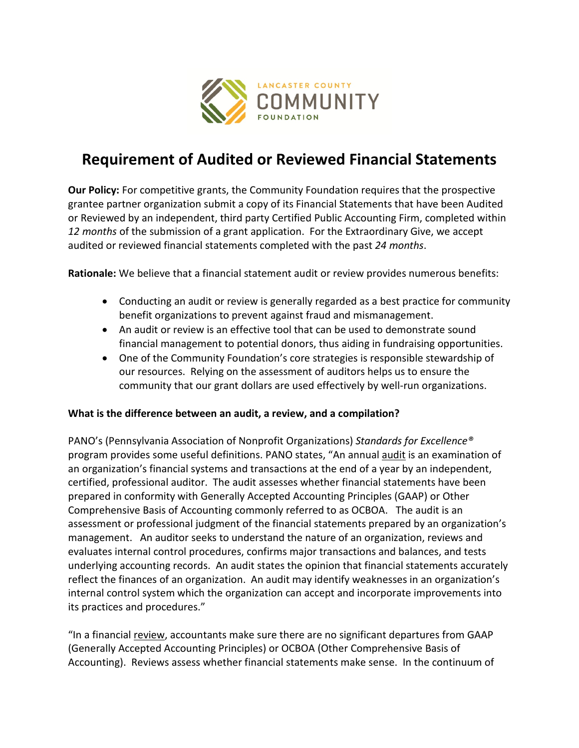LANCASTER COUNTY COMMUNITY FOUNDATION

# Requirement of Audited or Reviewed Financial Statements

**Our Policy:** For competitive grants, the Community Foundation requires that the prospective grantee partner organization submit a copy of its Financial Statements that have been Audited or Reviewed by an independent, third party Certified Public Accounting Firm, completed within *12 months* of the submission of a grant application. For the Extraordinary Give, we accept audited or reviewed financial statements completed with the past *24 months*.

**Rationale:** We believe that a financial statement audit or review provides numerous benefits:

- Conducting an audit or review is generally regarded as a best practice for community benefit organizations to prevent against fraud and mismanagement.
- An audit or review is an effective tool that can be used to demonstrate sound financial management to potential donors, thus aiding in fundraising opportunities.
- One of the Community Foundation's core strategies is responsible stewardship of our resources. Relying on the assessment of auditors helps us to ensure the community that our grant dollars are used effectively by well-run organizations.

**What is the difference between an audit, a review, and a compilation?**

PANO's (Pennsylvania Association of Nonprofit Organizations) *Standards for Excellence®* program provides some useful definitions. PANO states, "An annual audit is an examination of an organization's financial systems and transactions at the end of a year by an independent, certified, professional auditor. The audit assesses whether financial statements have been prepared in conformity with Generally Accepted Accounting Principles (GAAP) or Other Comprehensive Basis of Accounting commonly referred to as OCBOA. The audit is an assessment or professional judgment of the financial statements prepared by an organization's management. An auditor seeks to understand the nature of an organization, reviews and evaluates internal control procedures, confirms major transactions and balances, and tests underlying accounting records. An audit states the opinion that financial statements accurately reflect the finances of an organization. An audit may identify weaknesses in an organization's internal control system which the organization can accept and incorporate improvements into its practices and procedures."

"In a financial review, accountants make sure there are no significant departures from GAAP (Generally Accepted Accounting Principles) or OCBOA (Other Comprehensive Basis of Accounting). Reviews assess whether financial statements make sense. In the continuum of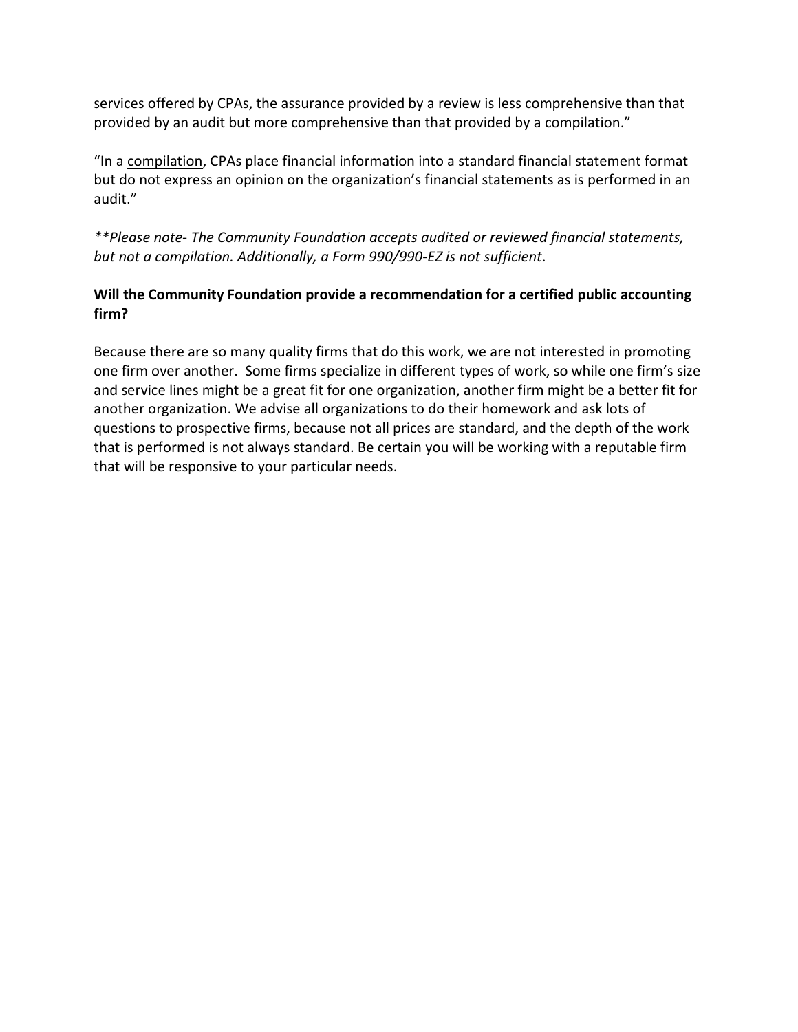services offered by CPAs, the assurance provided by a review is less comprehensive than that provided by an audit but more comprehensive than that provided by a compilation."

"In a compilation, CPAs place financial information into a standard financial statement format but do not express an opinion on the organization's financial statements as is performed in an audit."

*\*\*Please note- The Community Foundation accepts audited or reviewed financial statements, but not a compilation. Additionally, a Form 990/990-EZ is not sufficient*.

**Will the Community Foundation provide a recommendation for a certified public accounting firm?**

Because there are so many quality firms that do this work, we are not interested in promoting one firm over another. Some firms specialize in different types of work, so while one firm's size and service lines might be a great fit for one organization, another firm might be a better fit for another organization. We advise all organizations to do their homework and ask lots of questions to prospective firms, because not all prices are standard, and the depth of the work that is performed is not always standard. Be certain you will be working with a reputable firm that will be responsive to your particular needs.